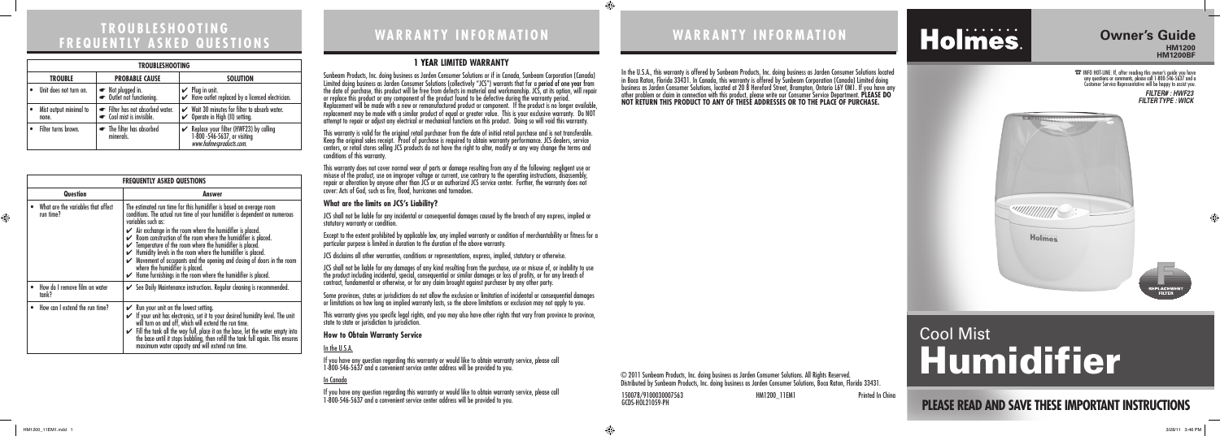# TROUBLESHOOTING FREQUENTLY ASKED QUESTIONS

| TROUBLESHOOTING | | |
|---|---|---|
| **TROUBLE** | **PROBABLE CAUSE** | **SOLUTION** |
| • Unit does not turn on. | ☛ Not plugged in. ☛ Outlet not functioning. | ✔ Plug in unit. ✔ Have outlet replaced by a licensed electrician. |
| • Mist output minimal to none. | ☛ Filter has not absorbed water. ☛ Cool mist is invisible. | ✔ Wait 30 minutes for filter to absorb water. ✔ Operate in High (II) setting. |
| • Filter turns brown. | ☛ The filter has absorbed minerals. | ✔ Replace your filter (HWF23) by calling 1-800-546-5637, or visiting *www.holmesproducts.com.* |

| FREQUENTLY ASKED QUESTIONS | |
|---|---|
| **Question** | **Answer** |
| • What are the variables that affect run time? | The estimated run time for this humidifier is based on average room conditions. The actual run time of your humidifier is dependent on numerous variables such as: ✔ Air exchange in the room where the humidifier is placed. ✔ Room construction of the room where the humidifier is placed. ✔ Temperature of the room where the humidifier is placed. ✔ Humidity levels in the room where the humidifier is placed. ✔ Movement of occupants and the opening and closing of doors in the room where the humidifier is placed. ✔ Home furnishings in the room where the humidifier is placed. |
| • How do I remove film on water tank? | ✔ See Daily Maintenance instructions. Regular cleaning is recommended. |
| • How can I extend the run time? | ✔ Run your unit on the lowest setting. ✔ If your unit has electronics, set it to your desired humidity level. The unit will turn on and off, which will extend the run time. ✔ Fill the tank all the way full, place it on the base, let the water empty into the base until it stops bubbling, then refill the tank full again. This ensures maximum water capacity and will extend run time. |

# WARRANTY INFORMATION

## 1 YEAR LIMITED WARRANTY

Sunbeam Products, Inc. doing business as Jarden Consumer Solutions or if in Canada, Sunbeam Corporation (Canada) Limited doing business as Jarden Consumer Solutions (collectively "JCS") warrants that for a period of one year from the date of purchase, this product will be free from defects in material and workmanship. JCS, at its option, will repair or replace this product or any component of the product found to be defective during the warranty period. Replacement will be made with a new or remanufactured product or component. If the product is no longer available, replacement may be made with a similar product of equal or greater value. This is your exclusive warranty. Do NOT attempt to repair or adjust any electrical or mechanical functions on this product. Doing so will void this warranty.

This warranty is valid for the original retail purchaser from the date of initial retail purchase and is not transferable. Keep the original sales receipt. Proof of purchase is required to obtain warranty performance. JCS dealers, service centers, or retail stores selling JCS products do not have the right to alter, modify or any way change the terms and conditions of this warranty.

This warranty does not cover normal wear of parts or damage resulting from any of the following: negligent use or misuse of the product, use on improper voltage or current, use contrary to the operating instructions, disassembly, repair or alteration by anyone other than JCS or an authorized JCS service center. Further, the warranty does not cover: Acts of God, such as fire, flood, hurricanes and tornadoes.

### What are the limits on JCS's Liability?

JCS shall not be liable for any incidental or consequential damages caused by the breach of any express, implied or statutory warranty or condition.

Except to the extent prohibited by applicable law, any implied warranty or condition of merchantability or fitness for a particular purpose is limited in duration to the duration of the above warranty.

JCS disclaims all other warranties, conditions or representations, express, implied, statutory or otherwise.

JCS shall not be liable for any damages of any kind resulting from the purchase, use or misuse of, or inability to use the product including incidental, special, consequential or similar damages or loss of profits, or for any breach of contract, fundamental or otherwise, or for any claim brought against purchaser by any other party.

Some provinces, states or jurisdictions do not allow the exclusion or limitation of incidental or consequential damages or limitations on how long an implied warranty lasts, so the above limitations or exclusion may not apply to you.

This warranty gives you specific legal rights, and you may also have other rights that vary from province to province, state to state or jurisdiction to jurisdiction.

### How to Obtain Warranty Service

In the U.S.A.

If you have any question regarding this warranty or would like to obtain warranty service, please call 1-800-546-5637 and a convenient service center address will be provided to you.

In Canada

If you have any question regarding this warranty or would like to obtain warranty service, please call 1-800-546-5637 and a convenient service center address will be provided to you.

# WARRANTY INFORMATION

In the U.S.A., this warranty is offered by Sunbeam Products, Inc. doing business as Jarden Consumer Solutions located in Boca Raton, Florida 33431. In Canada, this warranty is offered by Sunbeam Corporation (Canada) Limited doing business as Jarden Consumer Solutions, located at 20 B Hereford Street, Brampton, Ontario L6Y 0M1. If you have any other problem or claim in connection with this product, please write our Consumer Service Department. **PLEASE DO NOT RETURN THIS PRODUCT TO ANY OF THESE ADDRESSES OR TO THE PLACE OF PURCHASE.**

© 2011 Sunbeam Products, Inc. doing business as Jarden Consumer Solutions. All Rights Reserved.
Distributed by Sunbeam Products, Inc. doing business as Jarden Consumer Solutions, Boca Raton, Florida 33431.

150078/9100030007563 HM1200_11EM1 Printed In China
GCDS-HOL21059-PH

# Holmes

## Owner's Guide
**HM1200**
**HM1200BF**

☎ INFO HOT-LINE: If, after reading this owner's guide you have any questions or comments, please call 1-800-546-5637 and a Customer Service Representative will be happy to assist you.

*FILTER# : HWF23*
*FILTER TYPE : WICK*

# Cool Mist Humidifier

## PLEASE READ AND SAVE THESE IMPORTANT INSTRUCTIONS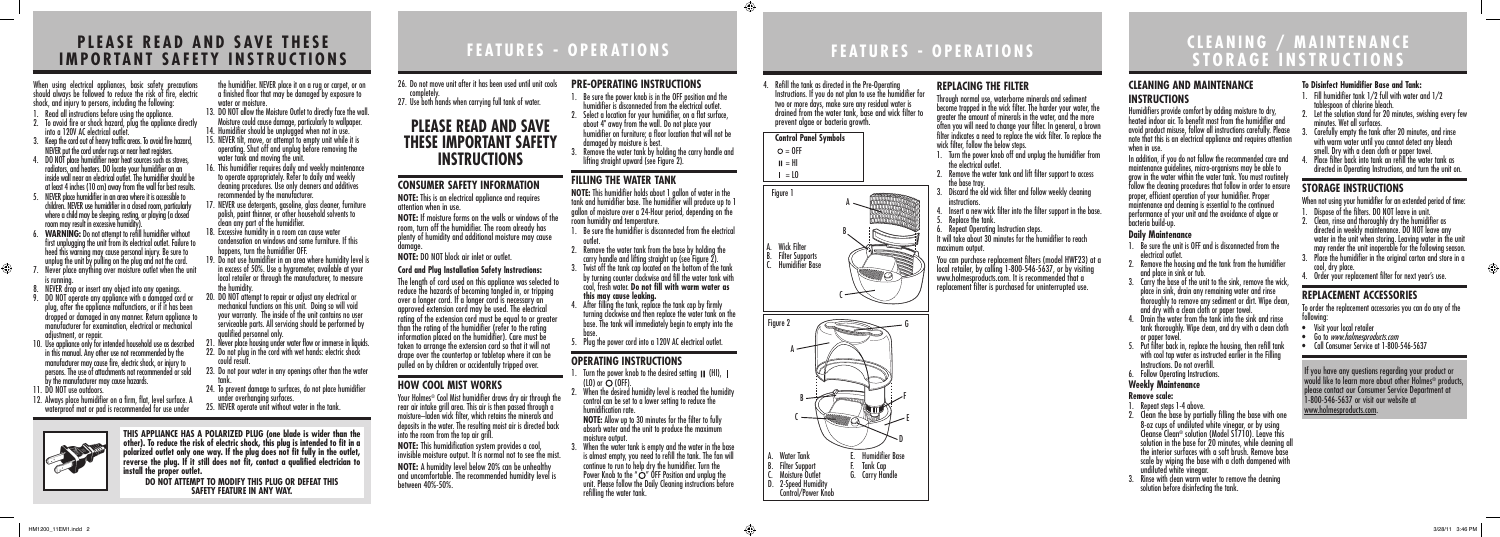# PLEASE READ AND SAVE THESE IMPORTANT SAFETY INSTRUCTIONS

When using electrical appliances, basic safety precautions should always be followed to reduce the risk of fire, electric shock, and injury to persons, including the following:

1. Read all instructions before using the appliance.
2. To avoid fire or shock hazard, plug the appliance directly into a 120V AC electrical outlet.
3. Keep the cord out of heavy traffic areas. To avoid fire hazard, NEVER put the cord under rugs or near heat registers.
4. DO NOT place humidifier near heat sources such as stoves, radiators, and heaters. DO locate your humidifier on an inside wall near an electrical outlet. The humidifier should be at least 4 inches (10 cm) away from the wall for best results.
5. NEVER place humidifier in an area where it is accessible to children. NEVER use humidifier in a closed room, particularly where a child may be sleeping, resting, or playing (a closed room may result in excessive humidity).
6. **WARNING:** Do not attempt to refill humidifier without first unplugging the unit from its electrical outlet. Failure to heed this warning may cause personal injury. Be sure to unplug the unit by pulling on the plug and not the cord.
7. Never place anything over moisture outlet when the unit is running.
8. NEVER drop or insert any object into any openings.
9. DO NOT operate any appliance with a damaged cord or plug, after the appliance malfunctions, or if it has been dropped or damaged in any manner. Return appliance to manufacturer for examination, electrical or mechanical adjustment, or repair.
10. Use appliance only for intended household use as described in this manual. Any other use not recommended by the manufacturer may cause fire, electric shock, or injury to persons. The use of attachments not recommended or sold by the manufacturer may cause hazards.
11. DO NOT use outdoors.
12. Always place humidifier on a firm, flat, level surface. A waterproof mat or pad is recommended for use under the humidifier. NEVER place it on a rug or carpet, or on a finished floor that may be damaged by exposure to water or moisture.
13. DO NOT allow the Moisture Outlet to directly face the wall. Moisture could cause damage, particularly to wallpaper.
14. Humidifier should be unplugged when not in use.
15. NEVER tilt, move, or attempt to empty unit while it is operating. Shut off and unplug before removing the water tank and moving the unit.
16. This humidifier requires daily and weekly maintenance to operate appropriately. Refer to daily and weekly cleaning procedures. Use only cleaners and additives recommended by the manufacturer.
17. NEVER use detergents, gasoline, glass cleaner, furniture polish, paint thinner, or other household solvents to clean any part of the humidifier.
18. Excessive humidity in a room can cause water condensation on windows and some furniture. If this happens, turn the humidifier OFF.
19. Do not use humidifier in an area where humidity level is in excess of 50%. Use a hygrometer, available at your local retailer or through the manufacturer, to measure the humidity.
20. DO NOT attempt to repair or adjust any electrical or mechanical functions on this unit. Doing so will void your warranty. The inside of the unit contains no user serviceable parts. All servicing should be performed by qualified personnel only.
21. Never place housing under water flow or immerse in liquids.
22. Do not plug in the cord with wet hands: electric shock could result.
23. Do not pour water in any openings other than the water tank.
24. To prevent damage to surfaces, do not place humidifier under overhanging surfaces.
25. NEVER operate unit without water in the tank.
26. Do not move unit after it has been used until unit cools completely.
27. Use both hands when carrying full tank of water.

**THIS APPLIANCE HAS A POLARIZED PLUG (one blade is wider than the other). To reduce the risk of electric shock, this plug is intended to fit in a polarized outlet only one way. If the plug does not fit fully in the outlet, reverse the plug. If it still does not fit, contact a qualified electrician to install the proper outlet.**

**DO NOT ATTEMPT TO MODIFY THIS PLUG OR DEFEAT THIS SAFETY FEATURE IN ANY WAY.**

# FEATURES - OPERATIONS

## PLEASE READ AND SAVE THESE IMPORTANT SAFETY INSTRUCTIONS

### CONSUMER SAFETY INFORMATION

**NOTE:** This is an electrical appliance and requires attention when in use.

**NOTE:** If moisture forms on the walls or windows of the room, turn off the humidifier. The room already has plenty of humidity and additional moisture may cause damage.

**NOTE:** DO NOT block air inlet or outlet.

**Cord and Plug Installation Safety Instructions:**

The length of cord used on this appliance was selected to reduce the hazards of becoming tangled in, or tripping over a longer cord. If a longer cord is necessary an approved extension cord may be used. The electrical rating of the extension cord must be equal to or greater than the rating of the humidifier (refer to the rating information placed on the humidifier). Care must be taken to arrange the extension cord so that it will not drape over the countertop or tabletop where it can be pulled on by children or accidentally tripped over.

### HOW COOL MIST WORKS

Your Holmes® Cool Mist humidifier draws dry air through the rear air intake grill area. This air is then passed through a moisture–laden wick filter, which retains the minerals and deposits in the water. The resulting moist air is directed back into the room from the top air grill.

**NOTE:** This humidification system provides a cool, invisible moisture output. It is normal not to see the mist.

**NOTE:** A humidity level below 20% can be unhealthy and uncomfortable. The recommended humidity level is between 40%-50%.

### PRE-OPERATING INSTRUCTIONS

1. Be sure the power knob is in the OFF position and the humidifier is disconnected from the electrical outlet.
2. Select a location for your humidifier, on a flat surface, about 4" away from the wall. Do not place your humidifier on furniture; a floor location that will not be damaged by moisture is best.
3. Remove the water tank by holding the carry handle and lifting straight upward (see Figure 2).

### FILLING THE WATER TANK

**NOTE:** This humidifier holds about 1 gallon of water in the tank and humidifier base. The humidifier will produce up to 1 gallon of moisture over a 24-Hour period, depending on the room humidity and temperature.

1. Be sure the humidifier is disconnected from the electrical outlet.
2. Remove the water tank from the base by holding the carry handle and lifting straight up (see Figure 2).
3. Twist off the tank cap located on the bottom of the tank by turning counter clockwise and fill the water tank with cool, fresh water. **Do not fill with warm water as this may cause leaking.**
4. After filling the tank, replace the tank cap by firmly turning clockwise and then replace the water tank on the base. The tank will immediately begin to empty into the base.
5. Plug the power cord into a 120V AC electrical outlet.

### OPERATING INSTRUCTIONS

1. Turn the power knob to the desired setting II (HI), I (LO) or O (OFF).
2. When the desired humidity level is reached the humidity control can be set to a lower setting to reduce the humidification rate.
   **NOTE:** Allow up to 30 minutes for the filter to fully absorb water and the unit to produce the maximum moisture output.
3. When the water tank is empty and the water in the base is almost empty, you need to refill the tank. The fan will continue to run to help dry the humidifier. Turn the Power Knob to the " O" OFF Position and unplug the unit. Please follow the Daily Cleaning instructions before refilling the water tank.

4. Refill the tank as directed in the Pre-Operating Instructions. If you do not plan to use the humidifier for two or more days, make sure any residual water is drained from the water tank, base and wick filter to prevent algae or bacteria growth.

**Control Panel Symbols**

O = OFF
II = HI
I = LO

Figure 1

A. Wick Filter
B. Filter Supports
C. Humidifier Base

Figure 2

A. Water Tank
B. Filter Support
C. Moisture Outlet
D. 2-Speed Humidity Control/Power Knob
E. Humidifier Base
F. Tank Cap
G. Carry Handle

### REPLACING THE FILTER

Through normal use, waterborne minerals and sediment become trapped in the wick filter. The harder your water, the greater the amount of minerals in the water, and the more often you will need to change your filter. In general, a brown filter indicates a need to replace the wick filter. To replace the wick filter, follow the below steps.

1. Turn the power knob off and unplug the humidifier from the electrical outlet.
2. Remove the water tank and lift filter support to access the base tray.
3. Discard the old wick filter and follow weekly cleaning instructions.
4. Insert a new wick filter into the filter support in the base.
5. Replace the tank.
6. Repeat Operating Instruction steps.

It will take about 30 minutes for the humidifier to reach maximum output.

You can purchase replacement filters (model HWF23) at a local retailer, by calling 1-800-546-5637, or by visiting www.holmesproducts.com. It is recommended that a replacement filter is purchased for uninterrupted use.

# CLEANING / MAINTENANCE STORAGE INSTRUCTIONS

## CLEANING AND MAINTENANCE INSTRUCTIONS

Humidifiers provide comfort by adding moisture to dry, heated indoor air. To benefit most from the humidifier and avoid product misuse, follow all instructions carefully. Please note that this is an electrical appliance and requires attention when in use.

In addition, if you do not follow the recommended care and maintenance guidelines, micro-organisms may be able to grow in the water within the water tank. You must routinely follow the cleaning procedures that follow in order to ensure proper, efficient operation of your humidifier. Proper maintenance and cleaning is essential to the continued performance of your unit and the avoidance of algae or bacteria build-up.

### Daily Maintenance

1. Be sure the unit is OFF and is disconnected from the electrical outlet.
2. Remove the housing and the tank from the humidifier and place in sink or tub.
3. Carry the base of the unit to the sink, remove the wick, place in sink, drain any remaining water and rinse thoroughly to remove any sediment or dirt. Wipe clean, and dry with a clean cloth or paper towel.
4. Drain the water from the tank into the sink and rinse tank thoroughly. Wipe clean, and dry with a clean cloth or paper towel.
5. Put filter back in, replace the housing, then refill tank with cool tap water as instructed earlier in the Filling Instructions. Do not overfill.
6. Follow Operating Instructions.

### Weekly Maintenance

**Remove scale:**

1. Repeat steps 1-4 above.
2. Clean the base by partially filling the base with one 8-oz cups of undiluted white vinegar, or by using Cleanse Clean® solution (Model ST710). Leave this solution in the base for 20 minutes, while cleaning all the interior surfaces with a soft brush. Remove base scale by wiping the base with a cloth dampened with undiluted white vinegar.
3. Rinse with clean warm water to remove the cleaning solution before disinfecting the tank.

**To Disinfect Humidifier Base and Tank:**

1. Fill humidifier tank 1/2 full with water and 1/2 tablespoon of chlorine bleach.
2. Let the solution stand for 20 minutes, swishing every few minutes. Wet all surfaces.
3. Carefully empty the tank after 20 minutes, and rinse with warm water until you cannot detect any bleach smell. Dry with a clean cloth or paper towel.
4. Place filter back into tank an refill the water tank as directed in Operating Instructions, and turn the unit on.

## STORAGE INSTRUCTIONS

When not using your humidifier for an extended period of time:

1. Dispose of the filters. DO NOT leave in unit.
2. Clean, rinse and thoroughly dry the humidifier as directed in weekly maintenance. DO NOT leave any water in the unit when storing. Leaving water in the unit may render the unit inoperable for the following season.
3. Place the humidifier in the original carton and store in a cool, dry place.
4. Order your replacement filter for next year's use.

## REPLACEMENT ACCESSORIES

To order the replacement accessories you can do any of the following:

- Visit your local retailer
- Go to *www.holmesproducts.com*
- Call Consumer Service at 1-800-546-5637

If you have any questions regarding your product or would like to learn more about other Holmes® products, please contact our Consumer Service Department at 1-800-546-5637 or visit our website at www.holmesproducts.com.